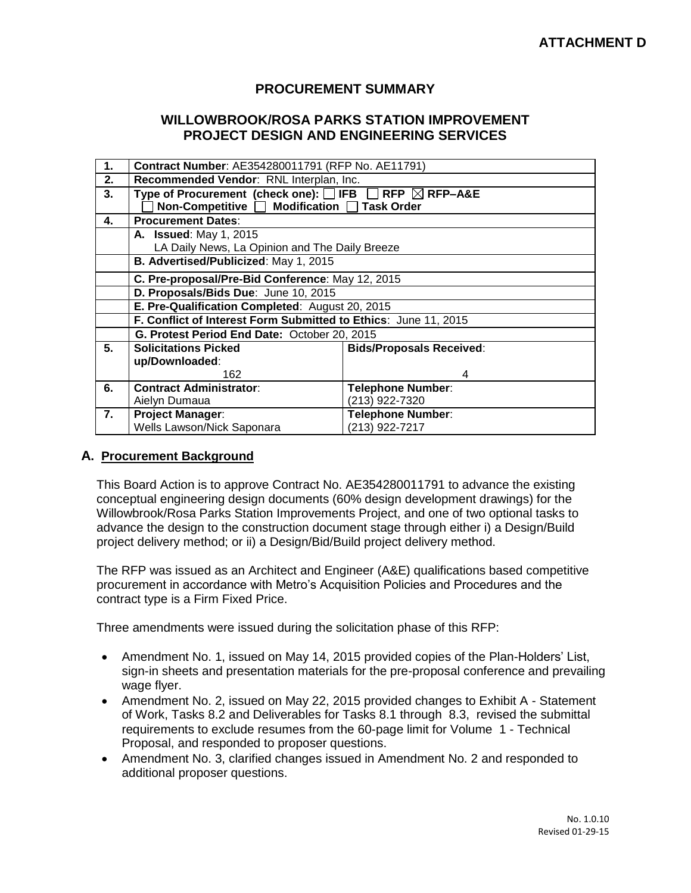**ATTACHMENT D**

## PROCUREMENT SUMMARY

## WILLOWBROOK/ROSA PARKS STATION IMPROVEMENT PROJECT DESIGN AND ENGINEERING SERVICES

| | | |
|---|---|---|
| **1.** | **Contract Number**: AE354280011791 (RFP No. AE11791) | |
| **2.** | **Recommended Vendor**: RNL Interplan, Inc. | |
| **3.** | **Type of Procurement (check one):** ☐ **IFB** ☐ **RFP** ☒ **RFP–A&E** ☐ **Non-Competitive** ☐ **Modification** ☐ **Task Order** | |
| **4.** | **Procurement Dates**: | |
| | **A. Issued**: May 1, 2015 LA Daily News, La Opinion and The Daily Breeze | |
| | **B. Advertised/Publicized**: May 1, 2015 | |
| | **C. Pre-proposal/Pre-Bid Conference**: May 12, 2015 | |
| | **D. Proposals/Bids Due**: June 10, 2015 | |
| | **E. Pre-Qualification Completed**: August 20, 2015 | |
| | **F. Conflict of Interest Form Submitted to Ethics**: June 11, 2015 | |
| | **G. Protest Period End Date:** October 20, 2015 | |
| **5.** | **Solicitations Picked up/Downloaded**: 162 | **Bids/Proposals Received**: 4 |
| **6.** | **Contract Administrator**: Aielyn Dumaua | **Telephone Number**: (213) 922-7320 |
| **7.** | **Project Manager**: Wells Lawson/Nick Saponara | **Telephone Number**: (213) 922-7217 |

### A. Procurement Background

This Board Action is to approve Contract No. AE354280011791 to advance the existing conceptual engineering design documents (60% design development drawings) for the Willowbrook/Rosa Parks Station Improvements Project, and one of two optional tasks to advance the design to the construction document stage through either i) a Design/Build project delivery method; or ii) a Design/Bid/Build project delivery method.

The RFP was issued as an Architect and Engineer (A&E) qualifications based competitive procurement in accordance with Metro's Acquisition Policies and Procedures and the contract type is a Firm Fixed Price.

Three amendments were issued during the solicitation phase of this RFP:

- Amendment No. 1, issued on May 14, 2015 provided copies of the Plan-Holders' List, sign-in sheets and presentation materials for the pre-proposal conference and prevailing wage flyer.
- Amendment No. 2, issued on May 22, 2015 provided changes to Exhibit A - Statement of Work, Tasks 8.2 and Deliverables for Tasks 8.1 through 8.3, revised the submittal requirements to exclude resumes from the 60-page limit for Volume 1 - Technical Proposal, and responded to proposer questions.
- Amendment No. 3, clarified changes issued in Amendment No. 2 and responded to additional proposer questions.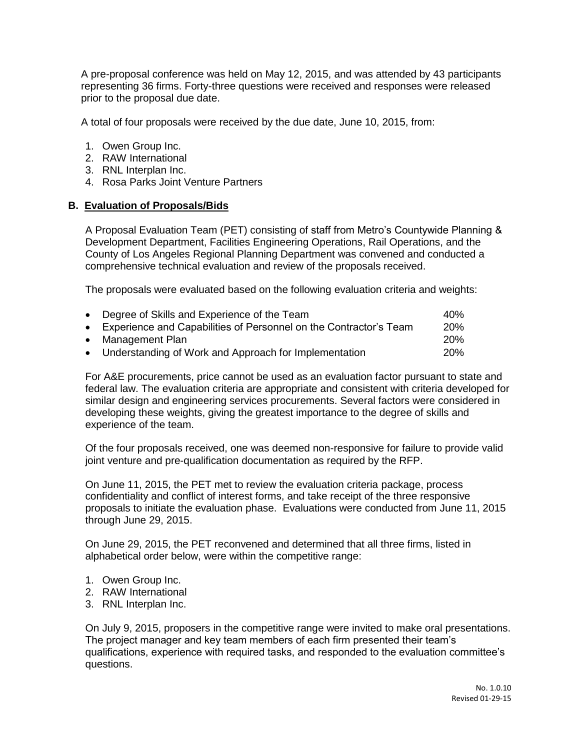A pre-proposal conference was held on May 12, 2015, and was attended by 43 participants representing 36 firms. Forty-three questions were received and responses were released prior to the proposal due date.

A total of four proposals were received by the due date, June 10, 2015, from:

1. Owen Group Inc.
2. RAW International
3. RNL Interplan Inc.
4. Rosa Parks Joint Venture Partners

## B. Evaluation of Proposals/Bids

A Proposal Evaluation Team (PET) consisting of staff from Metro's Countywide Planning & Development Department, Facilities Engineering Operations, Rail Operations, and the County of Los Angeles Regional Planning Department was convened and conducted a comprehensive technical evaluation and review of the proposals received.

The proposals were evaluated based on the following evaluation criteria and weights:

- Degree of Skills and Experience of the Team — 40%
- Experience and Capabilities of Personnel on the Contractor's Team — 20%
- Management Plan — 20%
- Understanding of Work and Approach for Implementation — 20%

For A&E procurements, price cannot be used as an evaluation factor pursuant to state and federal law. The evaluation criteria are appropriate and consistent with criteria developed for similar design and engineering services procurements. Several factors were considered in developing these weights, giving the greatest importance to the degree of skills and experience of the team.

Of the four proposals received, one was deemed non-responsive for failure to provide valid joint venture and pre-qualification documentation as required by the RFP.

On June 11, 2015, the PET met to review the evaluation criteria package, process confidentiality and conflict of interest forms, and take receipt of the three responsive proposals to initiate the evaluation phase. Evaluations were conducted from June 11, 2015 through June 29, 2015.

On June 29, 2015, the PET reconvened and determined that all three firms, listed in alphabetical order below, were within the competitive range:

1. Owen Group Inc.
2. RAW International
3. RNL Interplan Inc.

On July 9, 2015, proposers in the competitive range were invited to make oral presentations. The project manager and key team members of each firm presented their team's qualifications, experience with required tasks, and responded to the evaluation committee's questions.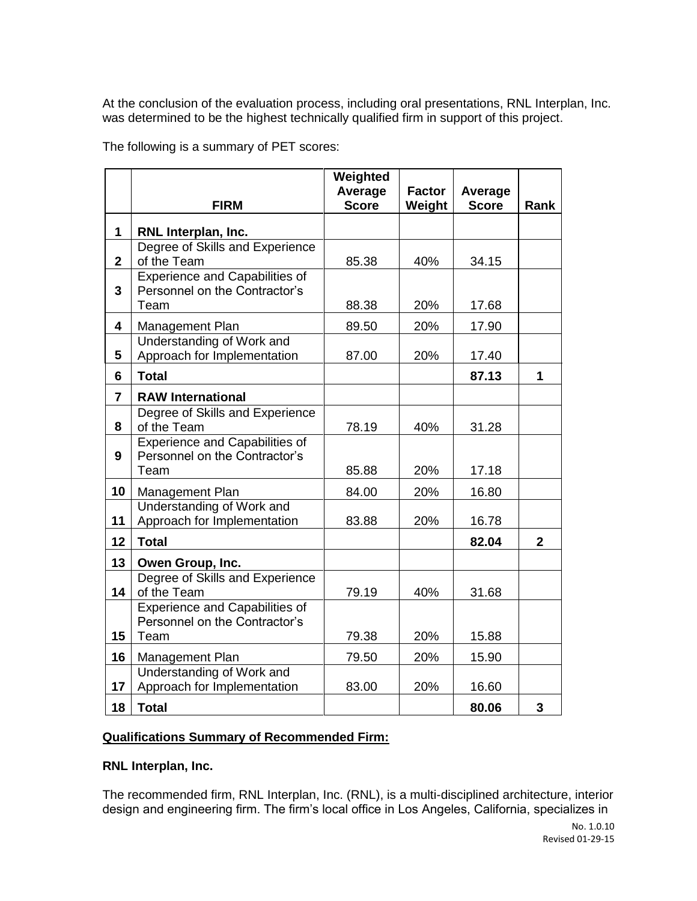At the conclusion of the evaluation process, including oral presentations, RNL Interplan, Inc. was determined to be the highest technically qualified firm in support of this project.

The following is a summary of PET scores:

| | FIRM | Weighted Average Score | Factor Weight | Average Score | Rank |
|---|---|---|---|---|---|
| 1 | **RNL Interplan, Inc.** | | | | |
| 2 | Degree of Skills and Experience of the Team | 85.38 | 40% | 34.15 | |
| 3 | Experience and Capabilities of Personnel on the Contractor's Team | 88.38 | 20% | 17.68 | |
| 4 | Management Plan | 89.50 | 20% | 17.90 | |
| 5 | Understanding of Work and Approach for Implementation | 87.00 | 20% | 17.40 | |
| 6 | **Total** | | | **87.13** | **1** |
| 7 | **RAW International** | | | | |
| 8 | Degree of Skills and Experience of the Team | 78.19 | 40% | 31.28 | |
| 9 | Experience and Capabilities of Personnel on the Contractor's Team | 85.88 | 20% | 17.18 | |
| 10 | Management Plan | 84.00 | 20% | 16.80 | |
| 11 | Understanding of Work and Approach for Implementation | 83.88 | 20% | 16.78 | |
| 12 | **Total** | | | **82.04** | **2** |
| 13 | **Owen Group, Inc.** | | | | |
| 14 | Degree of Skills and Experience of the Team | 79.19 | 40% | 31.68 | |
| 15 | Experience and Capabilities of Personnel on the Contractor's Team | 79.38 | 20% | 15.88 | |
| 16 | Management Plan | 79.50 | 20% | 15.90 | |
| 17 | Understanding of Work and Approach for Implementation | 83.00 | 20% | 16.60 | |
| 18 | **Total** | | | **80.06** | **3** |

**Qualifications Summary of Recommended Firm:**

**RNL Interplan, Inc.**

The recommended firm, RNL Interplan, Inc. (RNL), is a multi-disciplined architecture, interior design and engineering firm. The firm's local office in Los Angeles, California, specializes in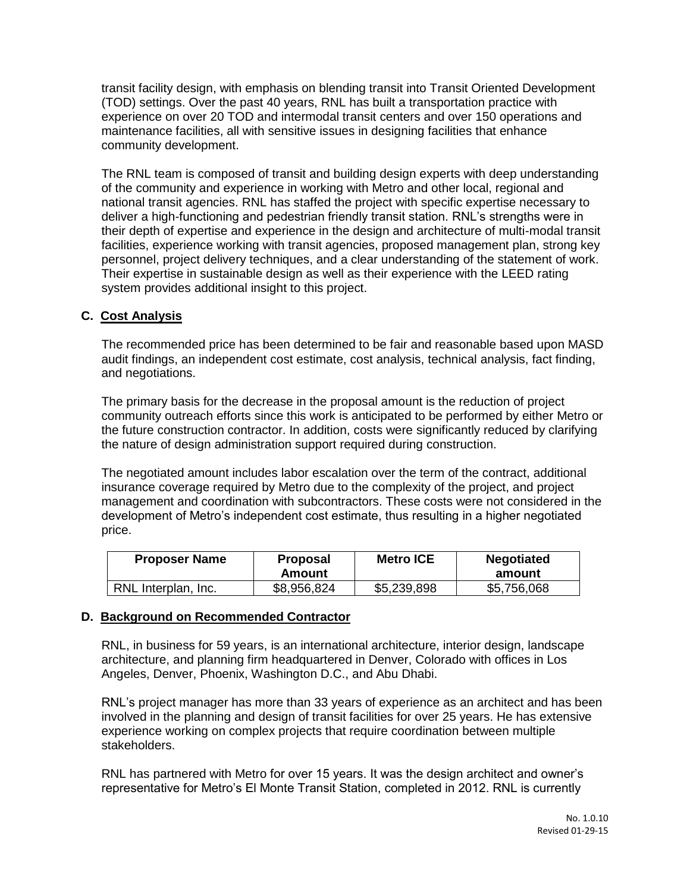transit facility design, with emphasis on blending transit into Transit Oriented Development (TOD) settings. Over the past 40 years, RNL has built a transportation practice with experience on over 20 TOD and intermodal transit centers and over 150 operations and maintenance facilities, all with sensitive issues in designing facilities that enhance community development.

The RNL team is composed of transit and building design experts with deep understanding of the community and experience in working with Metro and other local, regional and national transit agencies. RNL has staffed the project with specific expertise necessary to deliver a high-functioning and pedestrian friendly transit station. RNL's strengths were in their depth of expertise and experience in the design and architecture of multi-modal transit facilities, experience working with transit agencies, proposed management plan, strong key personnel, project delivery techniques, and a clear understanding of the statement of work. Their expertise in sustainable design as well as their experience with the LEED rating system provides additional insight to this project.

## C. Cost Analysis

The recommended price has been determined to be fair and reasonable based upon MASD audit findings, an independent cost estimate, cost analysis, technical analysis, fact finding, and negotiations.

The primary basis for the decrease in the proposal amount is the reduction of project community outreach efforts since this work is anticipated to be performed by either Metro or the future construction contractor. In addition, costs were significantly reduced by clarifying the nature of design administration support required during construction.

The negotiated amount includes labor escalation over the term of the contract, additional insurance coverage required by Metro due to the complexity of the project, and project management and coordination with subcontractors. These costs were not considered in the development of Metro's independent cost estimate, thus resulting in a higher negotiated price.

| Proposer Name | Proposal Amount | Metro ICE | Negotiated amount |
|---|---|---|---|
| RNL Interplan, Inc. | $8,956,824 | $5,239,898 | $5,756,068 |

## D. Background on Recommended Contractor

RNL, in business for 59 years, is an international architecture, interior design, landscape architecture, and planning firm headquartered in Denver, Colorado with offices in Los Angeles, Denver, Phoenix, Washington D.C., and Abu Dhabi.

RNL's project manager has more than 33 years of experience as an architect and has been involved in the planning and design of transit facilities for over 25 years. He has extensive experience working on complex projects that require coordination between multiple stakeholders.

RNL has partnered with Metro for over 15 years. It was the design architect and owner's representative for Metro's El Monte Transit Station, completed in 2012. RNL is currently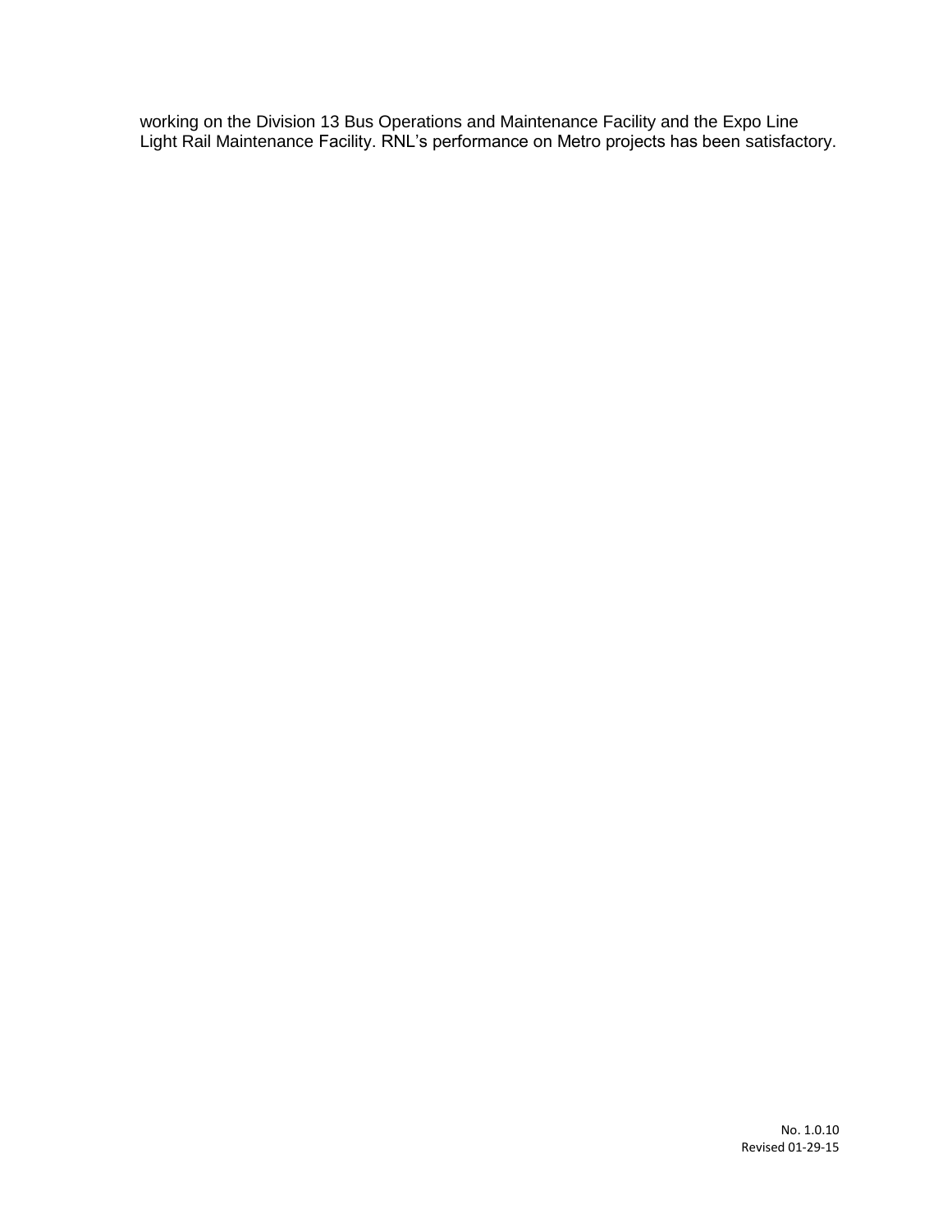working on the Division 13 Bus Operations and Maintenance Facility and the Expo Line Light Rail Maintenance Facility. RNL's performance on Metro projects has been satisfactory.

No. 1.0.10
Revised 01-29-15